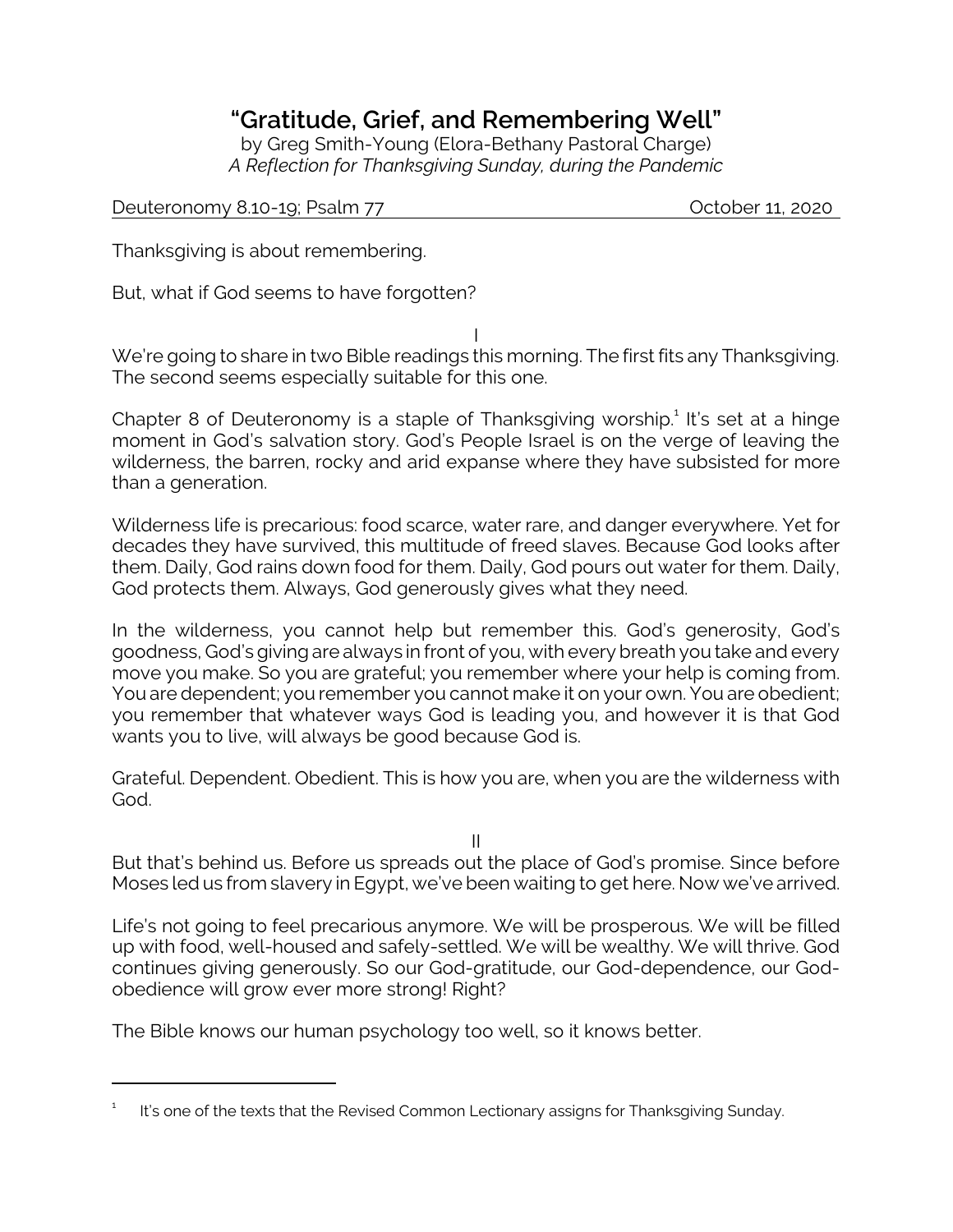# "Gratitude, Grief, and Remembering Well"

by Greg Smith-Young (Elora-Bethany Pastoral Charge)
*A Reflection for Thanksgiving Sunday, during the Pandemic*

Deuteronomy 8.10-19; Psalm 77 — October 11, 2020

Thanksgiving is about remembering.

But, what if God seems to have forgotten?

I

We're going to share in two Bible readings this morning. The first fits any Thanksgiving. The second seems especially suitable for this one.

Chapter 8 of Deuteronomy is a staple of Thanksgiving worship.[1] It's set at a hinge moment in God's salvation story. God's People Israel is on the verge of leaving the wilderness, the barren, rocky and arid expanse where they have subsisted for more than a generation.

Wilderness life is precarious: food scarce, water rare, and danger everywhere. Yet for decades they have survived, this multitude of freed slaves. Because God looks after them. Daily, God rains down food for them. Daily, God pours out water for them. Daily, God protects them. Always, God generously gives what they need.

In the wilderness, you cannot help but remember this. God's generosity, God's goodness, God's giving are always in front of you, with every breath you take and every move you make. So you are grateful; you remember where your help is coming from. You are dependent; you remember you cannot make it on your own. You are obedient; you remember that whatever ways God is leading you, and however it is that God wants you to live, will always be good because God is.

Grateful. Dependent. Obedient. This is how you are, when you are the wilderness with God.

II

But that's behind us. Before us spreads out the place of God's promise. Since before Moses led us from slavery in Egypt, we've been waiting to get here. Now we've arrived.

Life's not going to feel precarious anymore. We will be prosperous. We will be filled up with food, well-housed and safely-settled. We will be wealthy. We will thrive. God continues giving generously. So our God-gratitude, our God-dependence, our God-obedience will grow ever more strong! Right?

The Bible knows our human psychology too well, so it knows better.

---

[1] It's one of the texts that the Revised Common Lectionary assigns for Thanksgiving Sunday.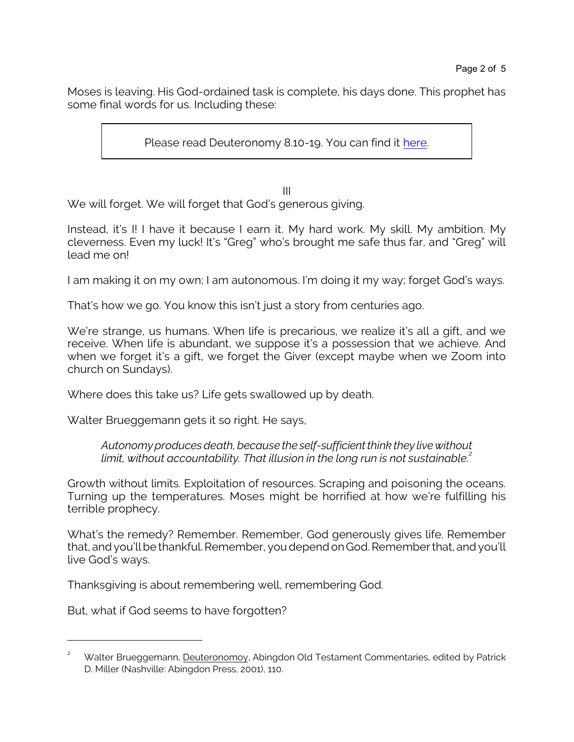Moses is leaving. His God-ordained task is complete, his days done. This prophet has some final words for us. Including these:

> Please read Deuteronomy 8.10-19. You can find it here.

III

We will forget. We will forget that God's generous giving.

Instead, it's I! I have it because I earn it. My hard work. My skill. My ambition. My cleverness. Even my luck! It's "Greg" who's brought me safe thus far, and "Greg" will lead me on!

I am making it on my own; I am autonomous. I'm doing it my way; forget God's ways.

That's how we go. You know this isn't just a story from centuries ago.

We're strange, us humans. When life is precarious, we realize it's all a gift, and we receive. When life is abundant, we suppose it's a possession that we achieve. And when we forget it's a gift, we forget the Giver (except maybe when we Zoom into church on Sundays).

Where does this take us? Life gets swallowed up by death.

Walter Brueggemann gets it so right. He says,

> *Autonomy produces death, because the self-sufficient think they live without limit, without accountability. That illusion in the long run is not sustainable.*[2]

Growth without limits. Exploitation of resources. Scraping and poisoning the oceans. Turning up the temperatures. Moses might be horrified at how we're fulfilling his terrible prophecy.

What's the remedy? Remember. Remember, God generously gives life. Remember that, and you'll be thankful. Remember, you depend on God. Remember that, and you'll live God's ways.

Thanksgiving is about remembering well, remembering God.

But, what if God seems to have forgotten?

---

[2] Walter Brueggemann, Deuteronomoy, Abingdon Old Testament Commentaries, edited by Patrick D. Miller (Nashville: Abingdon Press, 2001), 110.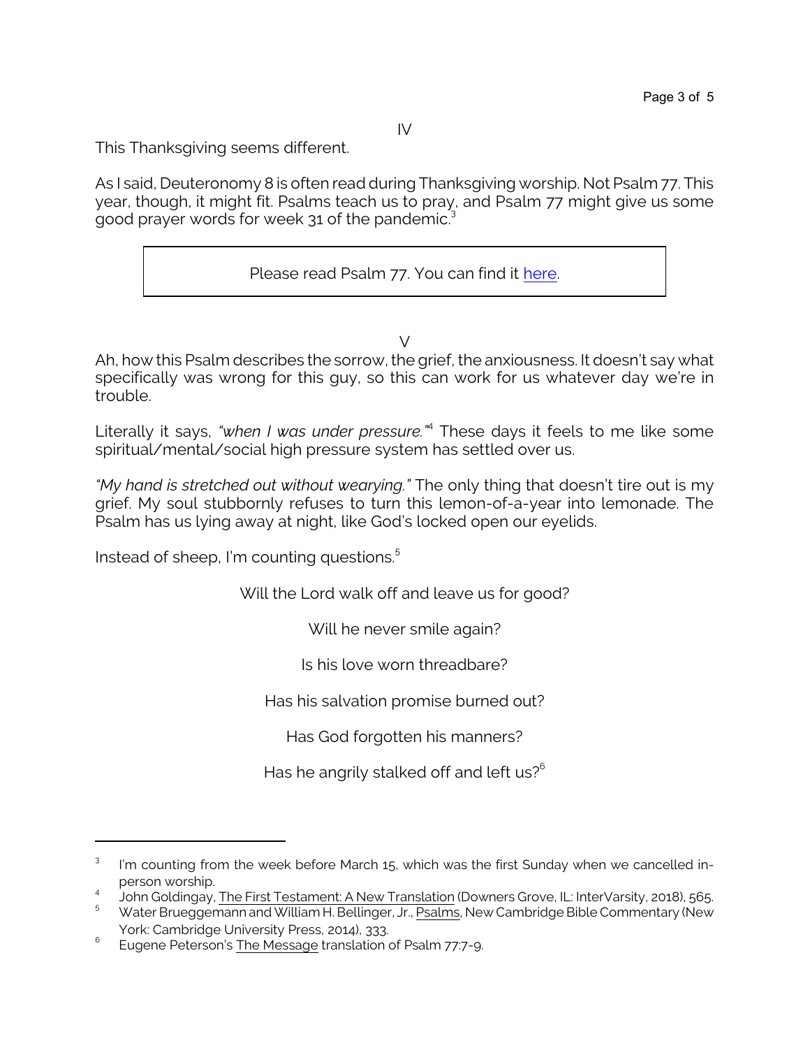IV

This Thanksgiving seems different.

As I said, Deuteronomy 8 is often read during Thanksgiving worship. Not Psalm 77. This year, though, it might fit. Psalms teach us to pray, and Psalm 77 might give us some good prayer words for week 31 of the pandemic.[3]

| Please read Psalm 77. You can find it here. |
|---|

V

Ah, how this Psalm describes the sorrow, the grief, the anxiousness. It doesn't say what specifically was wrong for this guy, so this can work for us whatever day we're in trouble.

Literally it says, *"when I was under pressure."*[4] These days it feels to me like some spiritual/mental/social high pressure system has settled over us.

*"My hand is stretched out without wearying."* The only thing that doesn't tire out is my grief. My soul stubbornly refuses to turn this lemon-of-a-year into lemonade. The Psalm has us lying away at night, like God's locked open our eyelids.

Instead of sheep, I'm counting questions.[5]

Will the Lord walk off and leave us for good?

Will he never smile again?

Is his love worn threadbare?

Has his salvation promise burned out?

Has God forgotten his manners?

Has he angrily stalked off and left us?[6]

---

[3] I'm counting from the week before March 15, which was the first Sunday when we cancelled in-person worship.

[4] John Goldingay, The First Testament: A New Translation (Downers Grove, IL: InterVarsity, 2018), 565.

[5] Water Brueggemann and William H. Bellinger, Jr., Psalms, New Cambridge Bible Commentary (New York: Cambridge University Press, 2014), 333.

[6] Eugene Peterson's The Message translation of Psalm 77:7-9.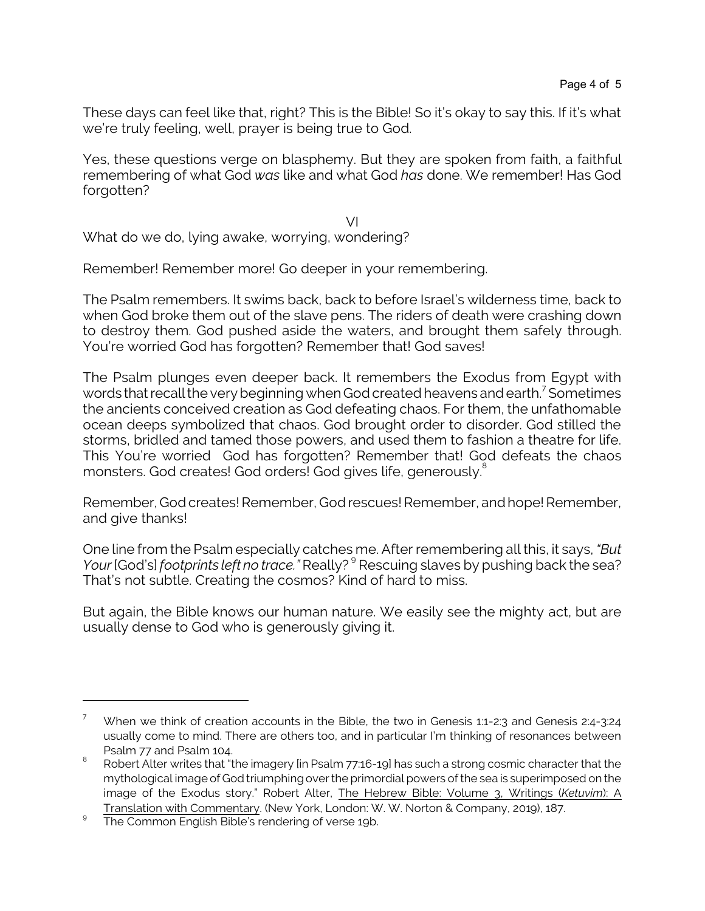These days can feel like that, right? This is the Bible! So it's okay to say this. If it's what we're truly feeling, well, prayer is being true to God.

Yes, these questions verge on blasphemy. But they are spoken from faith, a faithful remembering of what God *was* like and what God *has* done. We remember! Has God forgotten?

VI

What do we do, lying awake, worrying, wondering?

Remember! Remember more! Go deeper in your remembering.

The Psalm remembers. It swims back, back to before Israel's wilderness time, back to when God broke them out of the slave pens. The riders of death were crashing down to destroy them. God pushed aside the waters, and brought them safely through. You're worried God has forgotten? Remember that! God saves!

The Psalm plunges even deeper back. It remembers the Exodus from Egypt with words that recall the very beginning when God created heavens and earth.[7] Sometimes the ancients conceived creation as God defeating chaos. For them, the unfathomable ocean deeps symbolized that chaos. God brought order to disorder. God stilled the storms, bridled and tamed those powers, and used them to fashion a theatre for life. This You're worried God has forgotten? Remember that! God defeats the chaos monsters. God creates! God orders! God gives life, generously.[8]

Remember, God creates! Remember, God rescues! Remember, and hope! Remember, and give thanks!

One line from the Psalm especially catches me. After remembering all this, it says, *"But Your* [God's] *footprints left no trace."* Really?[9] Rescuing slaves by pushing back the sea? That's not subtle. Creating the cosmos? Kind of hard to miss.

But again, the Bible knows our human nature. We easily see the mighty act, but are usually dense to God who is generously giving it.

---

[7] When we think of creation accounts in the Bible, the two in Genesis 1:1-2:3 and Genesis 2:4-3:24 usually come to mind. There are others too, and in particular I'm thinking of resonances between Psalm 77 and Psalm 104.

[8] Robert Alter writes that "the imagery [in Psalm 77:16-19] has such a strong cosmic character that the mythological image of God triumphing over the primordial powers of the sea is superimposed on the image of the Exodus story." Robert Alter, The Hebrew Bible: Volume 3, Writings (*Ketuvim*): A Translation with Commentary. (New York, London: W. W. Norton & Company, 2019), 187.

[9] The Common English Bible's rendering of verse 19b.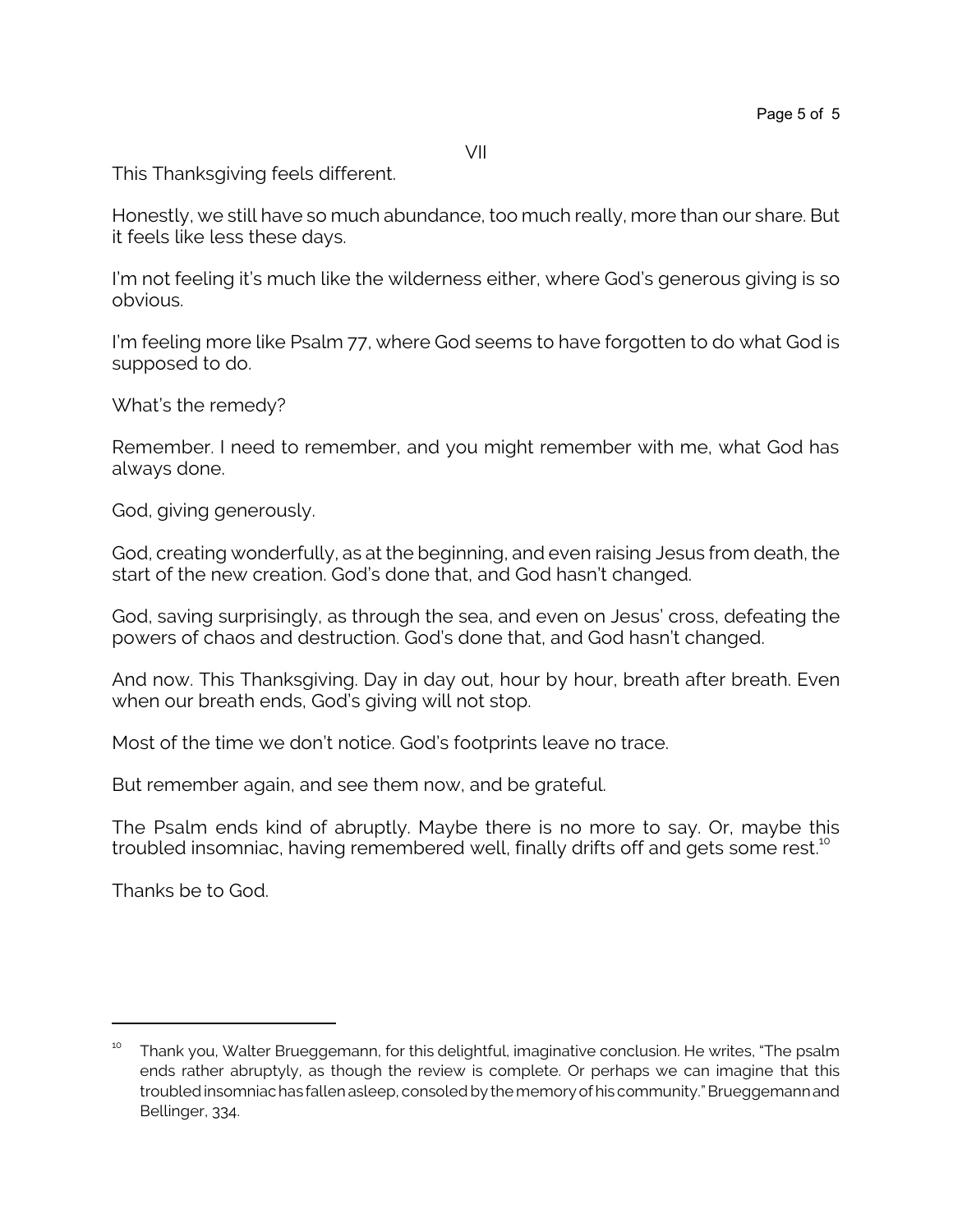## VII

This Thanksgiving feels different.

Honestly, we still have so much abundance, too much really, more than our share. But it feels like less these days.

I'm not feeling it's much like the wilderness either, where God's generous giving is so obvious.

I'm feeling more like Psalm 77, where God seems to have forgotten to do what God is supposed to do.

What's the remedy?

Remember. I need to remember, and you might remember with me, what God has always done.

God, giving generously.

God, creating wonderfully, as at the beginning, and even raising Jesus from death, the start of the new creation. God's done that, and God hasn't changed.

God, saving surprisingly, as through the sea, and even on Jesus' cross, defeating the powers of chaos and destruction. God's done that, and God hasn't changed.

And now. This Thanksgiving. Day in day out, hour by hour, breath after breath. Even when our breath ends, God's giving will not stop.

Most of the time we don't notice. God's footprints leave no trace.

But remember again, and see them now, and be grateful.

The Psalm ends kind of abruptly. Maybe there is no more to say. Or, maybe this troubled insomniac, having remembered well, finally drifts off and gets some rest.[10]

Thanks be to God.

---

[10] Thank you, Walter Brueggemann, for this delightful, imaginative conclusion. He writes, "The psalm ends rather abruptyly, as though the review is complete. Or perhaps we can imagine that this troubled insomniac has fallen asleep, consoled by the memory of his community." Brueggemann and Bellinger, 334.